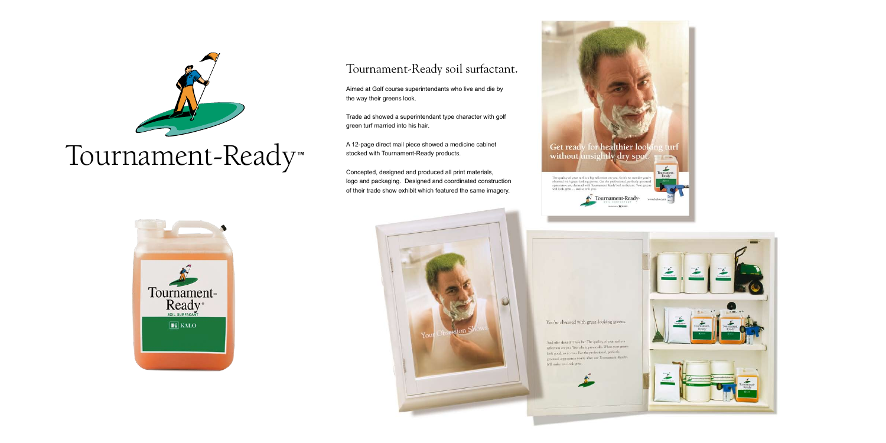# Tournament-Ready™

## Tournament-Ready soil surfactant.

Aimed at Golf course superintendants who live and die by the way their greens look.

Trade ad showed a superintendant type character with golf green turf married into his hair.

A 12-page direct mail piece showed a medicine cabinet stocked with Tournament-Ready products.

Concepted, designed and produced all print materials, logo and packaging. Designed and coordinated construction of their trade show exhibit which featured the same imagery.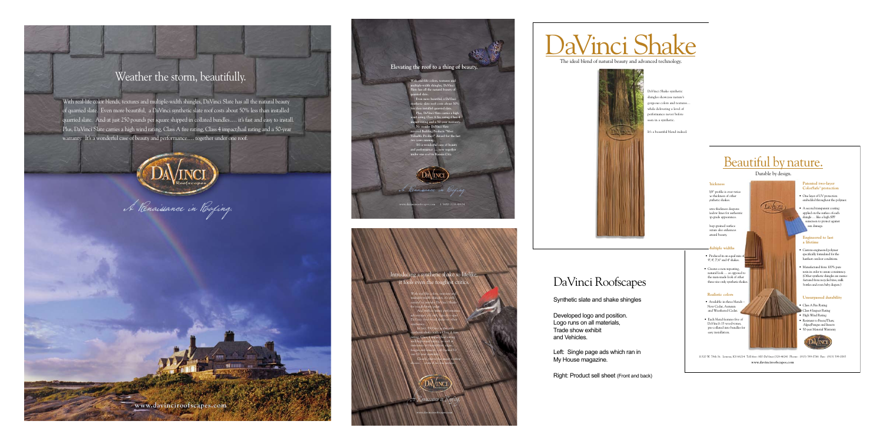# Weather the storm, beautifully.

With real-life color blends, textures and multiple-width shingles, DaVinci Slate has all the natural beauty of quarried slate. Even more beautiful, a DaVinci synthetic slate roof costs about 50% less than installed quarried slate. And at just 250 pounds per square shipped in collated bundles.... it's fast and easy to install. Plus, DaVinci Slate carries a high wind rating, Class A fire rating, Class 4 impact/hail rating and a 50-year warranty. It's a wonderful case of beauty and performance.... together under one roof.

DaVinci Roofscapes

*A Renaissance in Roofing.*

www.davinciroofscapes.com

**Elevating the roof to a thing of beauty.**

With real-life colors, textures and multiple-width shingles, DaVinci Slate has all the natural beauty of quarried slate.

Even more beautiful, a DaVinci synthetic slate roof costs about 50% less than installed quarried slate.

Plus, DaVinci Slate carries a high wind rating, Class A fire rating, Class 4 impact rating and a 50-year warranty.

No wonder DaVinci Slate received Building Products "Most Valuable Product" Award for the last two years running.

It's a wonderful case of beauty and performance .... now together under one roof in Kansas City.

*A Renaissance in Roofing.*

www.davinciroofscapes.com 1-800-328-4624

Introducing a synthetic shake so lifelike, it fools even the toughest critics.

*A Renaissance in Roofing.*

# DaVinci Shake

The ideal blend of natural beauty and advanced technology.

DaVinci Shake synthetic shingles showcase nature's gorgeous colors and textures... while delivering a level of performance never before seen in a synthetic.

It's a beautiful blend indeed.

## Beautiful by nature.

Durable by design.

**Thickness**

5/8" profile is over twice the thickness of other synthetic shakes.

Extra thickness deepens shadow lines for authentic top-grade appearance.

Deep-grained surface texture also enhances natural beauty.

**Multiple widths**

- Produced in an equal mix of 9", 8", 7.6" and 4" shakes.
- Creates a non-repeating, natural look ... as opposed to the man-made look of other three-size-only synthetic shakes.

**Realistic colors**

- Available in three blends – New Cedar, Autumn, and Weathered Cedar.
- Each blend features five of DaVinci's 15 wood-tones, pre-collated into bundles for easy installation.

**Patented two-layer ColorSafe® protection**

- One layer of UV protection embedded throughout the polymer.
- A second transparent coating applied to the surface of each shingle ... like a high SPF sunscreen to protect against sun damage.

**Engineered to last a lifetime**

- Custom-engineered polymer specifically formulated for the harshest outdoor conditions.
- Manufactured from 100% pure resin in order to assure consistency. (Other synthetic shingles are manufactured from recycled tires, milk bottles and even baby diapers.)

**Unsurpassed durability**

- Class A Fire Rating
- Class 4 Impact Rating
- High Wind Rating
- Resistant to Freeze/Thaw, Algae/Fungus and Insects
- 50-year Material Warranty

11320 W. 79th St. Lenexa, KS 66214 Toll-free: 800-DaVinci (328-4624) Phone: (913) 599-0766 Fax: (913) 599-0065

www.davinciroofscapes.com

# DaVinci Roofscapes

Synthetic slate and shake shingles

Developed logo and position. Logo runs on all materials, Trade show exhibit and Vehicles.

Left: Single page ads which ran in My House magazine.

Right: Product sell sheet (Front and back)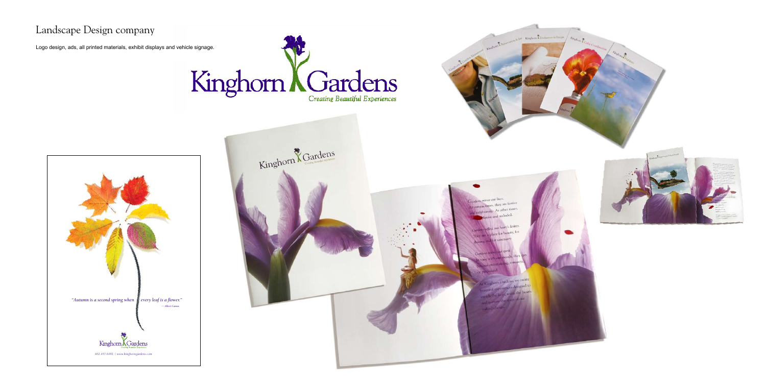# Landscape Design company

Logo design, ads, all printed materials, exhibit displays and vehicle signage.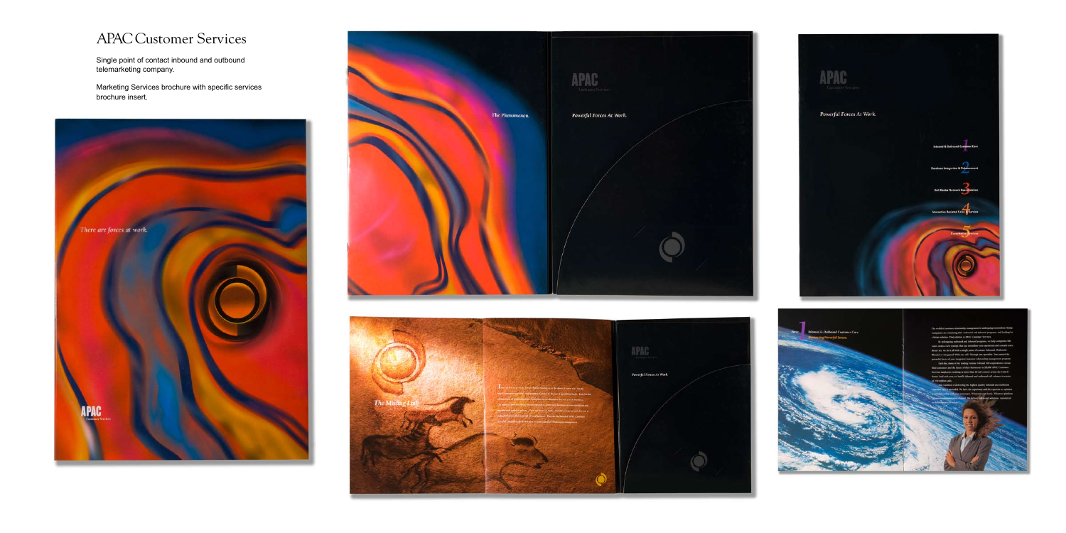# APAC Customer Services

Single point of contact inbound and outbound telemarketing company.

Marketing Services brochure with specific services brochure insert.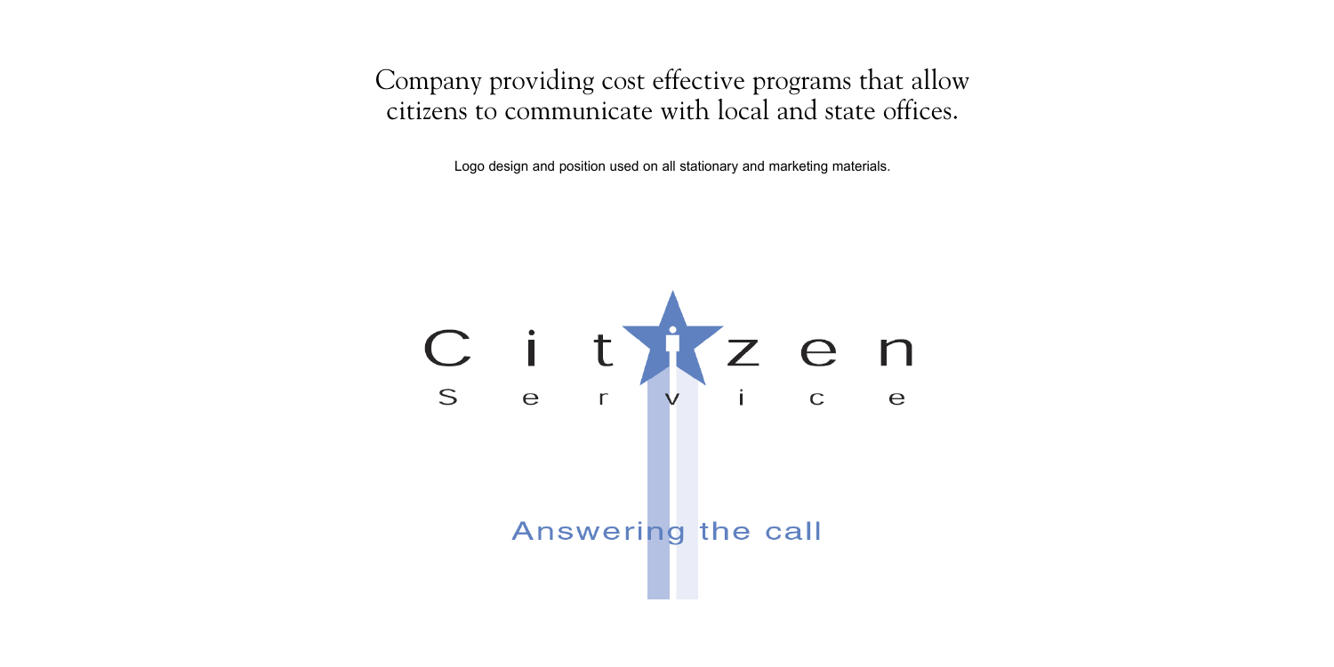Company providing cost effective programs that allow citizens to communicate with local and state offices.

Logo design and position used on all stationary and marketing materials.

Citizen

Service

Answering the call